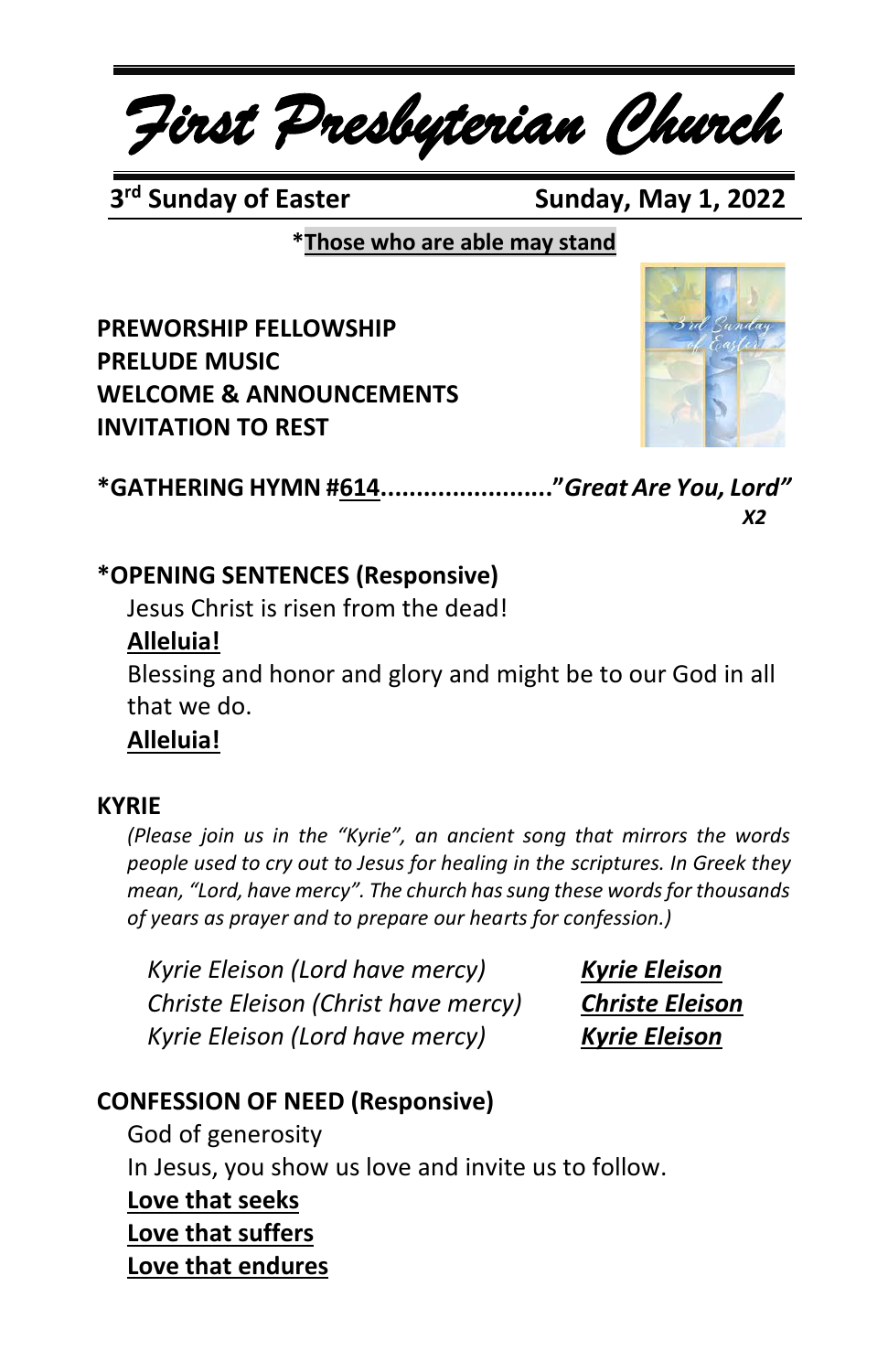# First Presbyterian Church

**3rd Sunday of Easter** **Sunday, May 1, 2022**

***Those who are able may stand**

**PREWORSHIP FELLOWSHIP**
**PRELUDE MUSIC**
**WELCOME & ANNOUNCEMENTS**
**INVITATION TO REST**

**\*GATHERING HYMN #614........................"*Great Are You, Lord*"**
***X2***

**\*OPENING SENTENCES (Responsive)**

Jesus Christ is risen from the dead!

**Alleluia!**

Blessing and honor and glory and might be to our God in all that we do.

**Alleluia!**

**KYRIE**

*(Please join us in the "Kyrie", an ancient song that mirrors the words people used to cry out to Jesus for healing in the scriptures. In Greek they mean, "Lord, have mercy". The church has sung these words for thousands of years as prayer and to prepare our hearts for confession.)*

*Kyrie Eleison (Lord have mercy)* ***Kyrie Eleison***
*Christe Eleison (Christ have mercy)* ***Christe Eleison***
*Kyrie Eleison (Lord have mercy)* ***Kyrie Eleison***

**CONFESSION OF NEED (Responsive)**

God of generosity

In Jesus, you show us love and invite us to follow.

**Love that seeks**
**Love that suffers**
**Love that endures**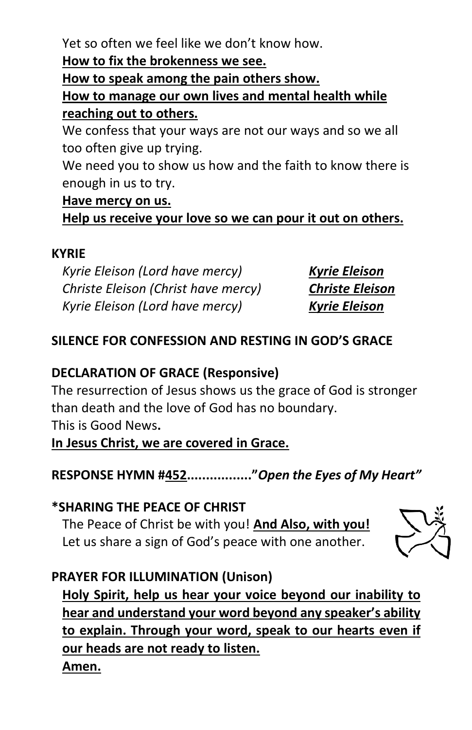Yet so often we feel like we don't know how.
**How to fix the brokenness we see.**
**How to speak among the pain others show.**
**How to manage our own lives and mental health while reaching out to others.**
We confess that your ways are not our ways and so we all too often give up trying.
We need you to show us how and the faith to know there is enough in us to try.
**Have mercy on us.**
**Help us receive your love so we can pour it out on others.**

**KYRIE**

| | |
|---|---|
| *Kyrie Eleison (Lord have mercy)* | ***Kyrie Eleison*** |
| *Christe Eleison (Christ have mercy)* | ***Christe Eleison*** |
| *Kyrie Eleison (Lord have mercy)* | ***Kyrie Eleison*** |

**SILENCE FOR CONFESSION AND RESTING IN GOD'S GRACE**

**DECLARATION OF GRACE (Responsive)**
The resurrection of Jesus shows us the grace of God is stronger than death and the love of God has no boundary.
This is Good News.
**In Jesus Christ, we are covered in Grace.**

**RESPONSE HYMN #452................."*Open the Eyes of My Heart"***

**\*SHARING THE PEACE OF CHRIST**
The Peace of Christ be with you! **And Also, with you!**
Let us share a sign of God's peace with one another.

**PRAYER FOR ILLUMINATION (Unison)**
**Holy Spirit, help us hear your voice beyond our inability to hear and understand your word beyond any speaker's ability to explain. Through your word, speak to our hearts even if our heads are not ready to listen.**
**Amen.**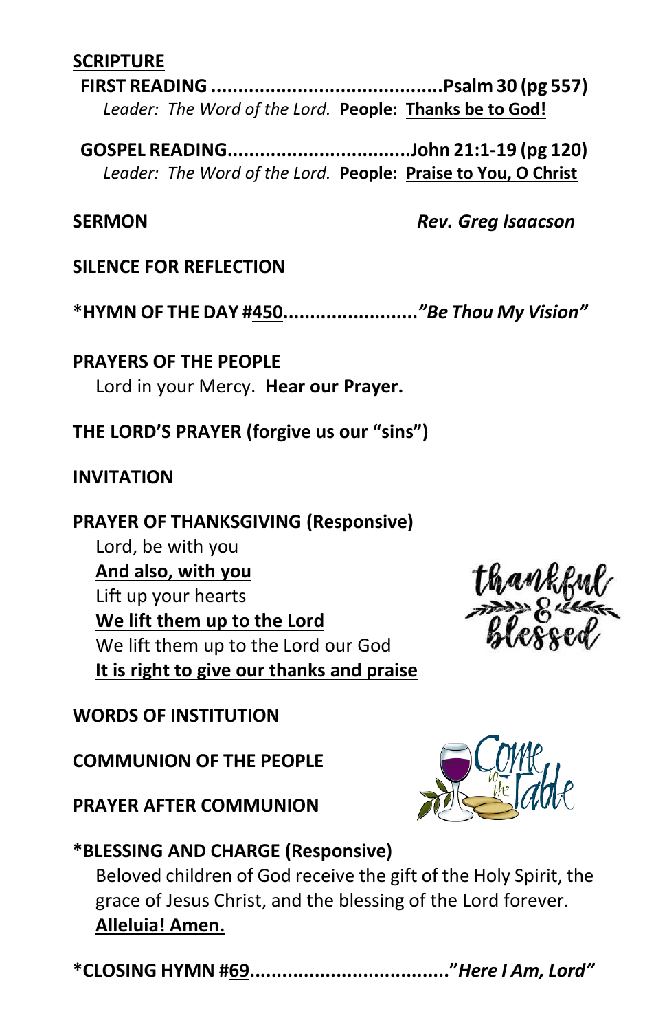**SCRIPTURE**

**FIRST READING ..........................................Psalm 30 (pg 557)**

*Leader: The Word of the Lord.* **People: Thanks be to God!**

**GOSPEL READING.................................John 21:1-19 (pg 120)**

*Leader: The Word of the Lord.* **People: Praise to You, O Christ**

**SERMON** ***Rev. Greg Isaacson***

**SILENCE FOR REFLECTION**

**\*HYMN OF THE DAY #450.........................*"Be Thou My Vision"***

**PRAYERS OF THE PEOPLE**

Lord in your Mercy. **Hear our Prayer.**

**THE LORD'S PRAYER (forgive us our "sins")**

**INVITATION**

**PRAYER OF THANKSGIVING (Responsive)**

Lord, be with you
**And also, with you**
Lift up your hearts
**We lift them up to the Lord**
We lift them up to the Lord our God
**It is right to give our thanks and praise**

**WORDS OF INSTITUTION**

**COMMUNION OF THE PEOPLE**

**PRAYER AFTER COMMUNION**

**\*BLESSING AND CHARGE (Responsive)**

Beloved children of God receive the gift of the Holy Spirit, the grace of Jesus Christ, and the blessing of the Lord forever.
**Alleluia! Amen.**

**\*CLOSING HYMN #69....................................*"Here I Am, Lord"***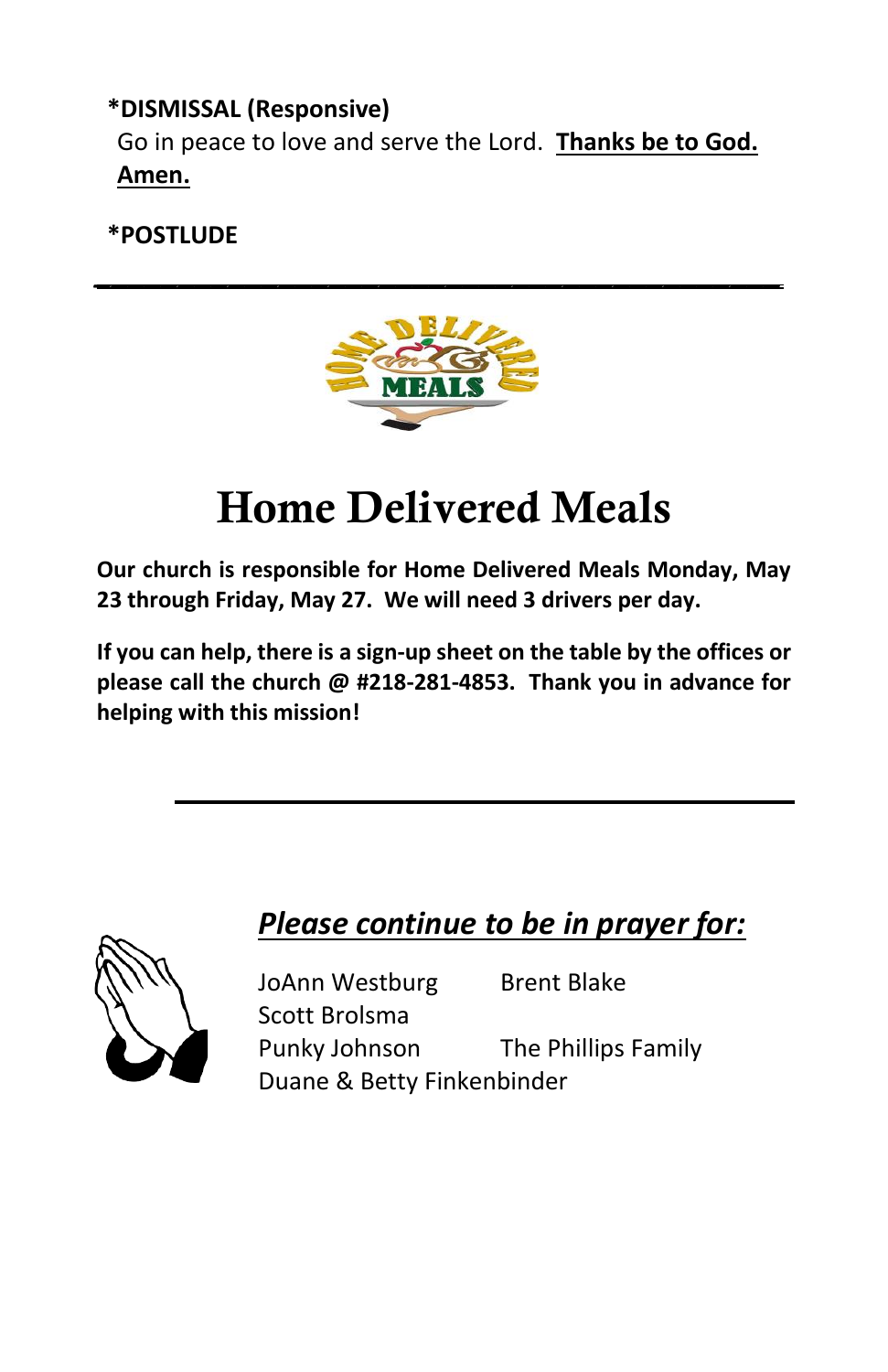**\*DISMISSAL (Responsive)**

Go in peace to love and serve the Lord. **Thanks be to God. Amen.**

**\*POSTLUDE**

---

# Home Delivered Meals

**Our church is responsible for Home Delivered Meals Monday, May 23 through Friday, May 27. We will need 3 drivers per day.**

**If you can help, there is a sign-up sheet on the table by the offices or please call the church @ #218-281-4853. Thank you in advance for helping with this mission!**

---

***Please continue to be in prayer for:***

JoAnn Westburg
Brent Blake
Scott Brolsma
Punky Johnson
The Phillips Family
Duane & Betty Finkenbinder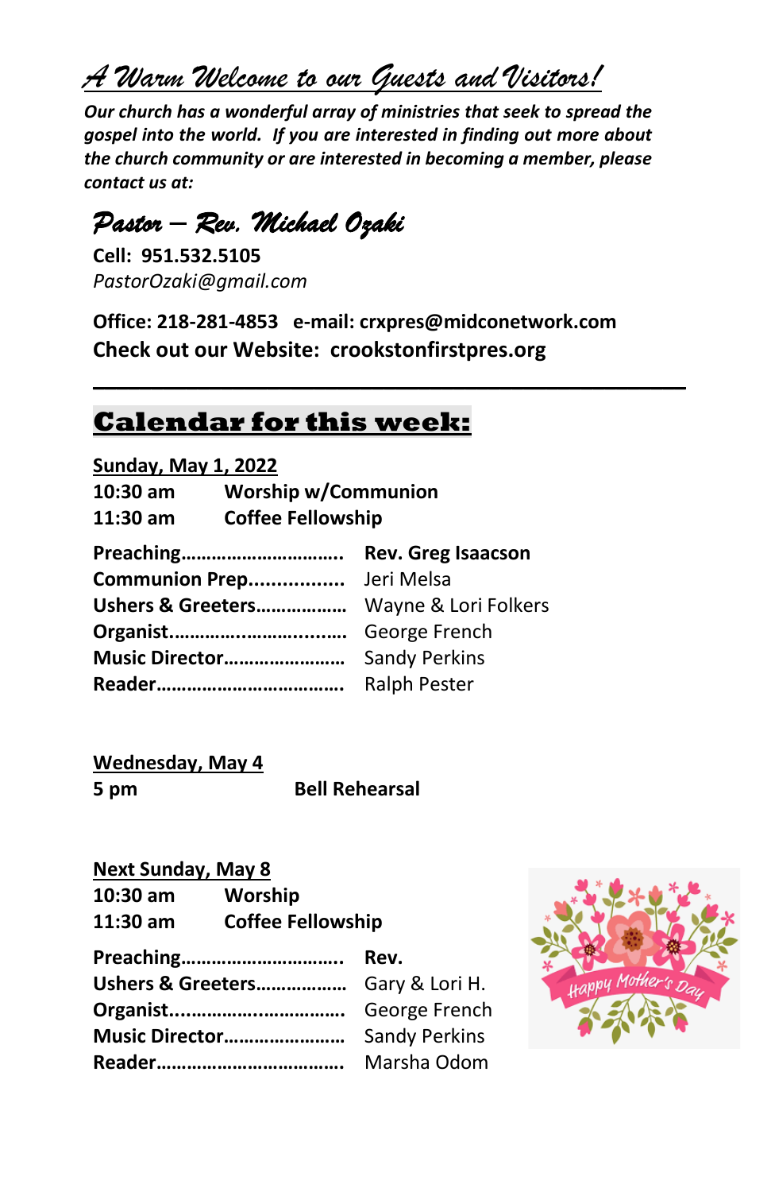# *A Warm Welcome to our Guests and Visitors!*

***Our church has a wonderful array of ministries that seek to spread the gospel into the world. If you are interested in finding out more about the church community or are interested in becoming a member, please contact us at:***

## *Pastor – Rev. Michael Ozaki*

**Cell: 951.532.5105**
*PastorOzaki@gmail.com*

**Office: 218-281-4853 e-mail: crxpres@midconetwork.com**
**Check out our Website: crookstonfirstpres.org**

---

## Calendar for this week:

**Sunday, May 1, 2022**

**10:30 am** **Worship w/Communion**
**11:30 am** **Coffee Fellowship**

**Preaching………………………….** **Rev. Greg Isaacson**
**Communion Prep.................** Jeri Melsa
**Ushers & Greeters………………** Wayne & Lori Folkers
**Organist……………………...…...** George French
**Music Director……………………** Sandy Perkins
**Reader………………………………** Ralph Pester

**Wednesday, May 4**

**5 pm** **Bell Rehearsal**

**Next Sunday, May 8**

**10:30 am** **Worship**
**11:30 am** **Coffee Fellowship**

**Preaching………………………….** **Rev.**
**Ushers & Greeters………………** Gary & Lori H.
**Organist……………………...…….** George French
**Music Director……………………** Sandy Perkins
**Reader………………………………** Marsha Odom

Happy Mother's Day